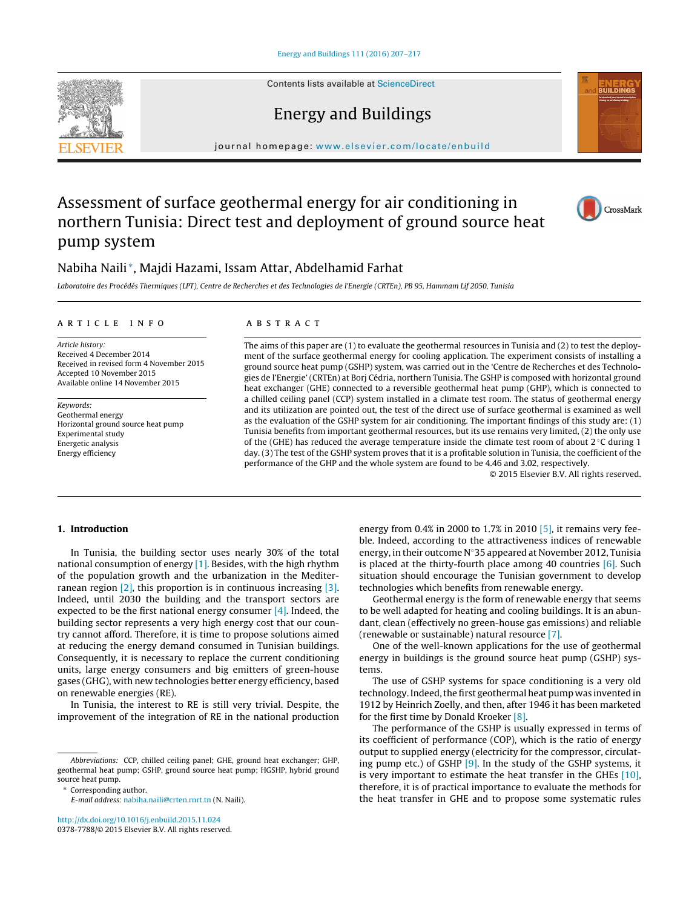# Assessment of surface geothermal energy for air conditioning in northern Tunisia: Direct test and deployment of ground source heat pump system

Nabiha Naili*, Majdi Hazami, Issam Attar, Abdelhamid Farhat

*Laboratoire des Procédés Thermiques (LPT), Centre de Recherches et des Technologies de l'Energie (CRTEn), PB 95, Hammam Lif 2050, Tunisia*

## ARTICLE INFO

*Article history:*
Received 4 December 2014
Received in revised form 4 November 2015
Accepted 10 November 2015
Available online 14 November 2015

*Keywords:*
Geothermal energy
Horizontal ground source heat pump
Experimental study
Energetic analysis
Energy efficiency

## ABSTRACT

The aims of this paper are (1) to evaluate the geothermal resources in Tunisia and (2) to test the deployment of the surface geothermal energy for cooling application. The experiment consists of installing a ground source heat pump (GSHP) system, was carried out in the 'Centre de Recherches et des Technologies de l'Energie' (CRTEn) at Borj Cédria, northern Tunisia. The GSHP is composed with horizontal ground heat exchanger (GHE) connected to a reversible geothermal heat pump (GHP), which is connected to a chilled ceiling panel (CCP) system installed in a climate test room. The status of geothermal energy and its utilization are pointed out, the test of the direct use of surface geothermal is examined as well as the evaluation of the GSHP system for air conditioning. The important findings of this study are: (1) Tunisia benefits from important geothermal resources, but its use remains very limited, (2) the only use of the (GHE) has reduced the average temperature inside the climate test room of about 2 °C during 1 day. (3) The test of the GSHP system proves that it is a profitable solution in Tunisia, the coefficient of the performance of the GHP and the whole system are found to be 4.46 and 3.02, respectively.

© 2015 Elsevier B.V. All rights reserved.

## 1. Introduction

In Tunisia, the building sector uses nearly 30% of the total national consumption of energy [1]. Besides, with the high rhythm of the population growth and the urbanization in the Mediterranean region [2], this proportion is in continuous increasing [3]. Indeed, until 2030 the building and the transport sectors are expected to be the first national energy consumer [4]. Indeed, the building sector represents a very high energy cost that our country cannot afford. Therefore, it is time to propose solutions aimed at reducing the energy demand consumed in Tunisian buildings. Consequently, it is necessary to replace the current conditioning units, large energy consumers and big emitters of green-house gases (GHG), with new technologies better energy efficiency, based on renewable energies (RE).

In Tunisia, the interest to RE is still very trivial. Despite, the improvement of the integration of RE in the national production energy from 0.4% in 2000 to 1.7% in 2010 [5], it remains very feeble. Indeed, according to the attractiveness indices of renewable energy, in their outcome N°35 appeared at November 2012, Tunisia is placed at the thirty-fourth place among 40 countries [6]. Such situation should encourage the Tunisian government to develop technologies which benefits from renewable energy.

Geothermal energy is the form of renewable energy that seems to be well adapted for heating and cooling buildings. It is an abundant, clean (effectively no green-house gas emissions) and reliable (renewable or sustainable) natural resource [7].

One of the well-known applications for the use of geothermal energy in buildings is the ground source heat pump (GSHP) systems.

The use of GSHP systems for space conditioning is a very old technology. Indeed, the first geothermal heat pump was invented in 1912 by Heinrich Zoelly, and then, after 1946 it has been marketed for the first time by Donald Kroeker [8].

The performance of the GSHP is usually expressed in terms of its coefficient of performance (COP), which is the ratio of energy output to supplied energy (electricity for the compressor, circulating pump etc.) of GSHP [9]. In the study of the GSHP systems, it is very important to estimate the heat transfer in the GHEs [10], therefore, it is of practical importance to evaluate the methods for the heat transfer in GHE and to propose some systematic rules

---

*Abbreviations:* CCP, chilled ceiling panel; GHE, ground heat exchanger; GHP, geothermal heat pump; GSHP, ground source heat pump; HGSHP, hybrid ground source heat pump.

* Corresponding author.
*E-mail address:* nabiha.naili@crten.rnrt.tn (N. Naili).

http://dx.doi.org/10.1016/j.enbuild.2015.11.024
0378-7788/© 2015 Elsevier B.V. All rights reserved.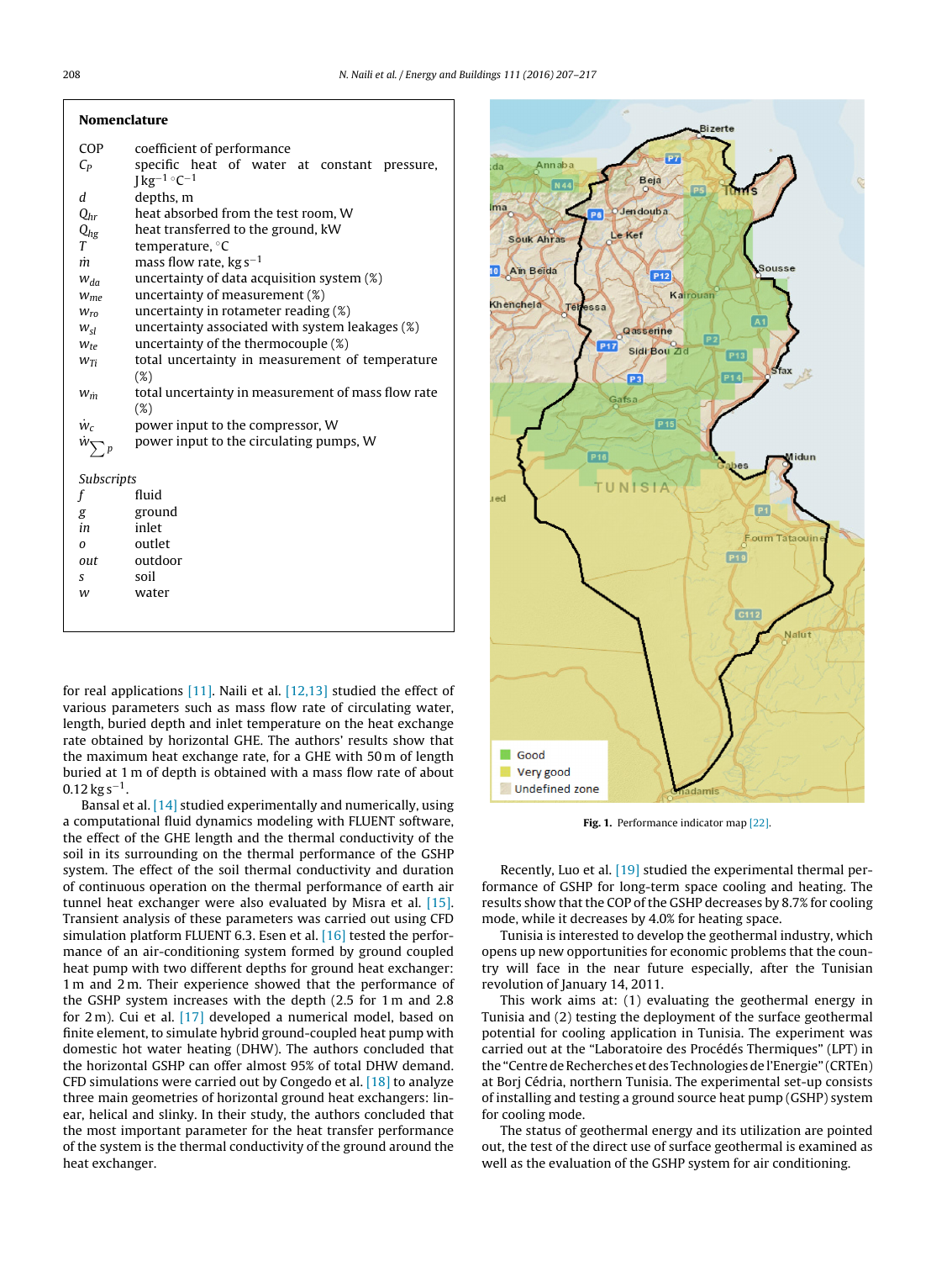## Nomenclature

COP coefficient of performance
$C_p$ specific heat of water at constant pressure, $\text{J kg}^{-1}\,^\circ\text{C}^{-1}$
$d$ depths, m
$Q_{hr}$ heat absorbed from the test room, W
$Q_{hg}$ heat transferred to the ground, kW
$T$ temperature, °C
$\dot{m}$ mass flow rate, $\text{kg s}^{-1}$
$w_{da}$ uncertainty of data acquisition system (%)
$w_{me}$ uncertainty of measurement (%)
$w_{ro}$ uncertainty in rotameter reading (%)
$w_{sl}$ uncertainty associated with system leakages (%)
$w_{te}$ uncertainty of the thermocouple (%)
$w_{Ti}$ total uncertainty in measurement of temperature (%)
$w_{\dot{m}}$ total uncertainty in measurement of mass flow rate (%)
$\dot{w}_c$ power input to the compressor, W
$\dot{w}_{\sum p}$ power input to the circulating pumps, W

*Subscripts*
$f$ fluid
$g$ ground
$in$ inlet
$o$ outlet
$out$ outdoor
$s$ soil
$w$ water

for real applications [11]. Naili et al. [12,13] studied the effect of various parameters such as mass flow rate of circulating water, length, buried depth and inlet temperature on the heat exchange rate obtained by horizontal GHE. The authors' results show that the maximum heat exchange rate, for a GHE with 50 m of length buried at 1 m of depth is obtained with a mass flow rate of about $0.12\ \text{kg s}^{-1}$.

Bansal et al. [14] studied experimentally and numerically, using a computational fluid dynamics modeling with FLUENT software, the effect of the GHE length and the thermal conductivity of the soil in its surrounding on the thermal performance of the GSHP system. The effect of the soil thermal conductivity and duration of continuous operation on the thermal performance of earth air tunnel heat exchanger were also evaluated by Misra et al. [15]. Transient analysis of these parameters was carried out using CFD simulation platform FLUENT 6.3. Esen et al. [16] tested the performance of an air-conditioning system formed by ground coupled heat pump with two different depths for ground heat exchanger: 1 m and 2 m. Their experience showed that the performance of the GSHP system increases with the depth (2.5 for 1 m and 2.8 for 2 m). Cui et al. [17] developed a numerical model, based on finite element, to simulate hybrid ground-coupled heat pump with domestic hot water heating (DHW). The authors concluded that the horizontal GSHP can offer almost 95% of total DHW demand. CFD simulations were carried out by Congedo et al. [18] to analyze three main geometries of horizontal ground heat exchangers: linear, helical and slinky. In their study, the authors concluded that the most important parameter for the heat transfer performance of the system is the thermal conductivity of the ground around the heat exchanger.

**Fig. 1.** Performance indicator map [22].

Recently, Luo et al. [19] studied the experimental thermal performance of GSHP for long-term space cooling and heating. The results show that the COP of the GSHP decreases by 8.7% for cooling mode, while it decreases by 4.0% for heating space.

Tunisia is interested to develop the geothermal industry, which opens up new opportunities for economic problems that the country will face in the near future especially, after the Tunisian revolution of January 14, 2011.

This work aims at: (1) evaluating the geothermal energy in Tunisia and (2) testing the deployment of the surface geothermal potential for cooling application in Tunisia. The experiment was carried out at the "Laboratoire des Procédés Thermiques" (LPT) in the "Centre de Recherches et des Technologies de l'Energie" (CRTEn) at Borj Cédria, northern Tunisia. The experimental set-up consists of installing and testing a ground source heat pump (GSHP) system for cooling mode.

The status of geothermal energy and its utilization are pointed out, the test of the direct use of surface geothermal is examined as well as the evaluation of the GSHP system for air conditioning.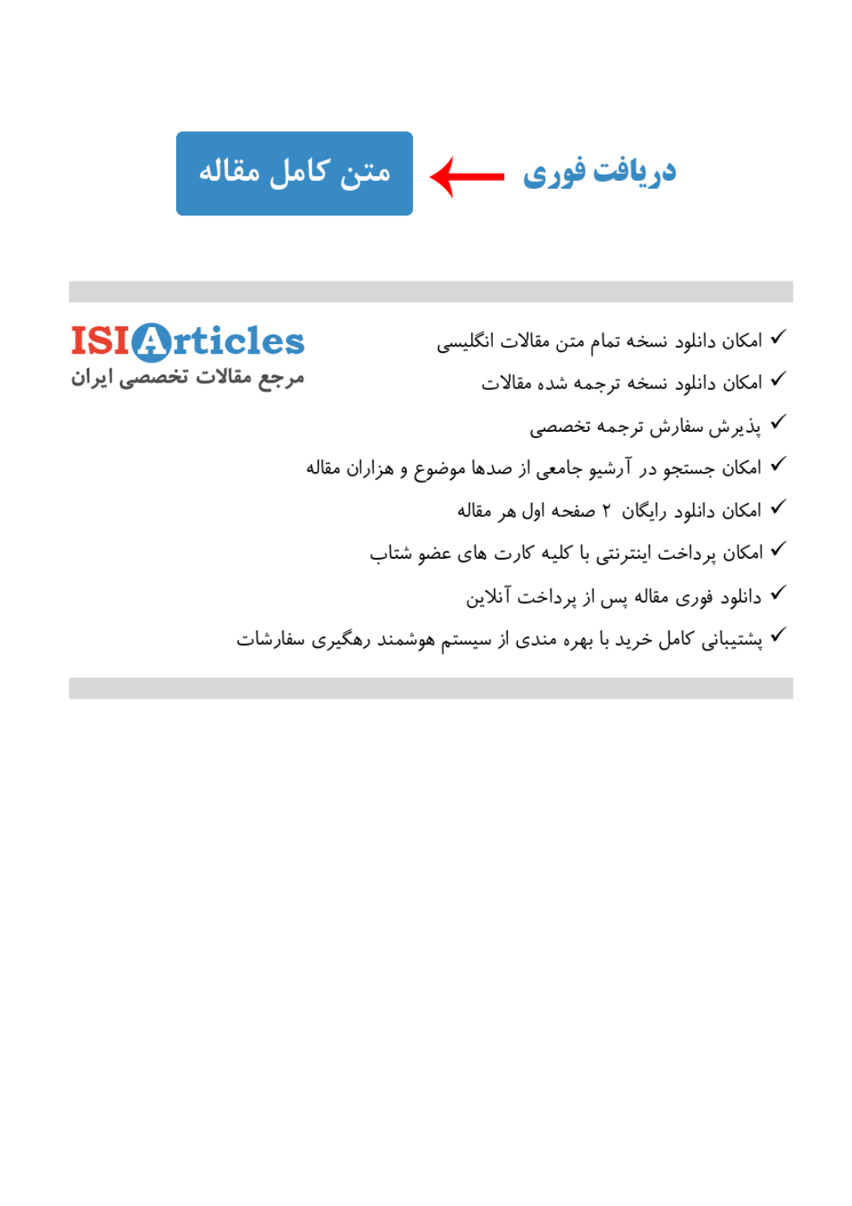دریافت فوری ← **متن کامل مقاله**

---

**ISIArticles**
مرجع مقالات تخصصی ایران

- ✓ امکان دانلود نسخه تمام متن مقالات انگلیسی
- ✓ امکان دانلود نسخه ترجمه شده مقالات
- ✓ پذیرش سفارش ترجمه تخصصی
- ✓ امکان جستجو در آرشیو جامعی از صدها موضوع و هزاران مقاله
- ✓ امکان دانلود رایگان ۲ صفحه اول هر مقاله
- ✓ امکان پرداخت اینترنتی با کلیه کارت های عضو شتاب
- ✓ دانلود فوری مقاله پس از پرداخت آنلاین
- ✓ پشتیبانی کامل خرید با بهره مندی از سیستم هوشمند رهگیری سفارشات

---